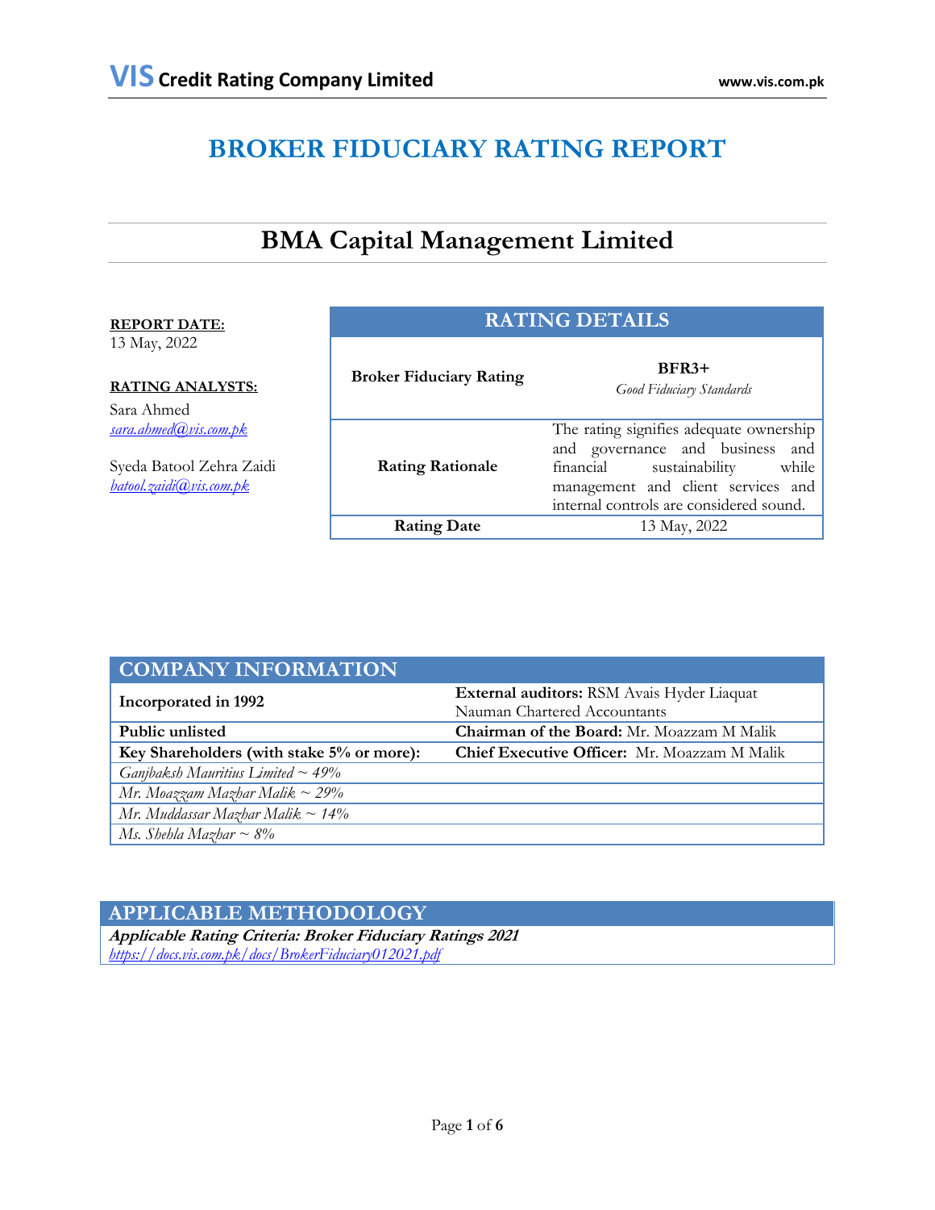# BROKER FIDUCIARY RATING REPORT

## BMA Capital Management Limited

**REPORT DATE:**
13 May, 2022

**RATING ANALYSTS:**
Sara Ahmed
*sara.ahmed@vis.com.pk*

Syeda Batool Zehra Zaidi
*batool.zaidi@vis.com.pk*

| RATING DETAILS | |
|---|---|
| **Broker Fiduciary Rating** | **BFR3+** *Good Fiduciary Standards* |
| **Rating Rationale** | The rating signifies adequate ownership and governance and business and financial sustainability while management and client services and internal controls are considered sound. |
| **Rating Date** | 13 May, 2022 |

| COMPANY INFORMATION | |
|---|---|
| **Incorporated in 1992** | **External auditors:** RSM Avais Hyder Liaquat Nauman Chartered Accountants |
| **Public unlisted** | **Chairman of the Board:** Mr. Moazzam M Malik |
| **Key Shareholders (with stake 5% or more):** | **Chief Executive Officer:** Mr. Moazzam M Malik |
| *Ganjbaksh Mauritius Limited ~ 49%* | |
| *Mr. Moazzam Mazhar Malik ~ 29%* | |
| *Mr. Muddassar Mazhar Malik ~ 14%* | |
| *Ms. Shehla Mazhar ~ 8%* | |

## APPLICABLE METHODOLOGY

***Applicable Rating Criteria: Broker Fiduciary Ratings 2021***
*https://docs.vis.com.pk/docs/BrokerFiduciary012021.pdf*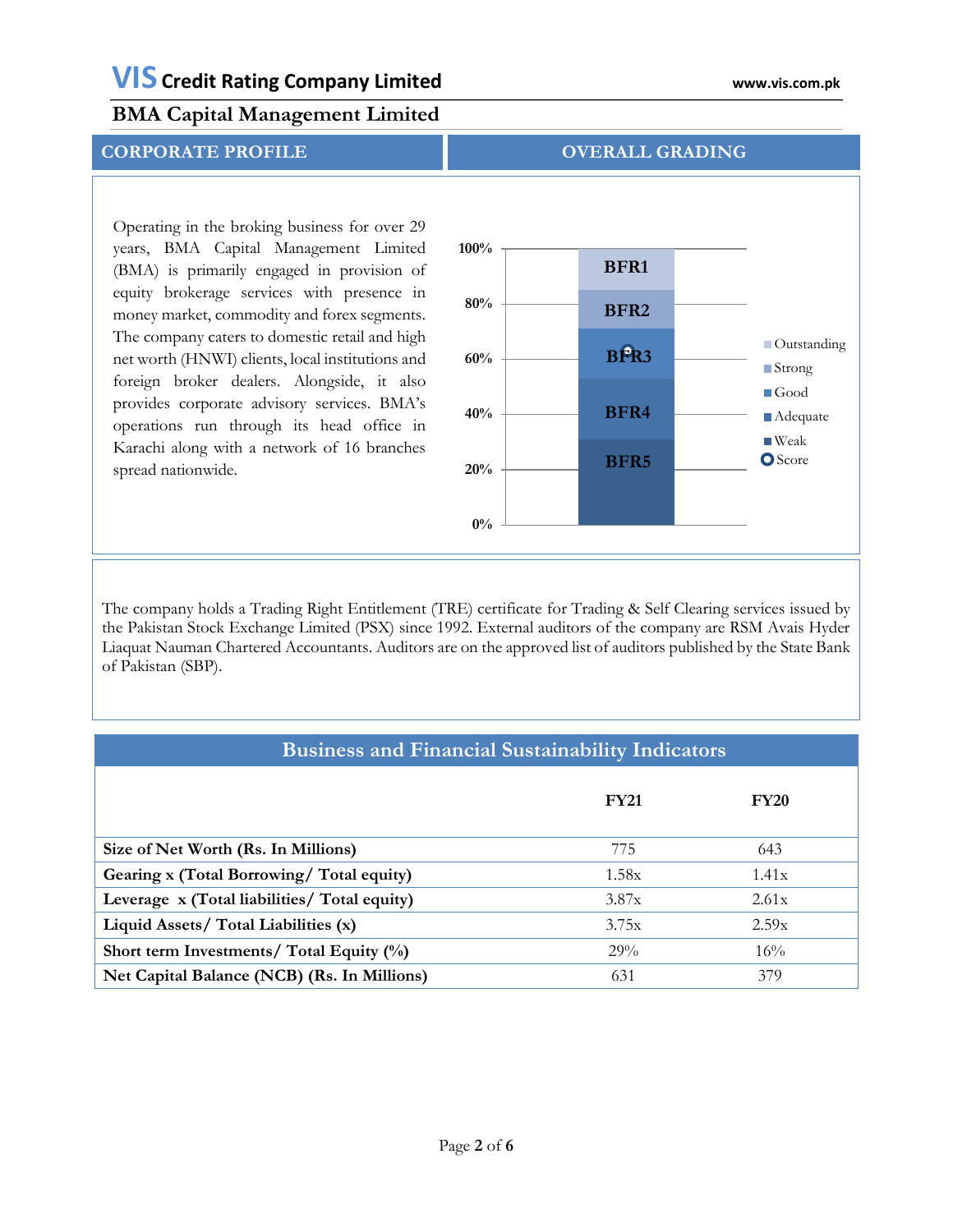## BMA Capital Management Limited

### CORPORATE PROFILE

Operating in the broking business for over 29 years, BMA Capital Management Limited (BMA) is primarily engaged in provision of equity brokerage services with presence in money market, commodity and forex segments. The company caters to domestic retail and high net worth (HNWI) clients, local institutions and foreign broker dealers. Alongside, it also provides corporate advisory services. BMA's operations run through its head office in Karachi along with a network of 16 branches spread nationwide.

### OVERALL GRADING

| Grade | Category | Range |
|---|---|---|
| BFR1 | Outstanding | 85%–100% |
| BFR2 | Strong | 71%–85% |
| BFR3 | Good | 53%–71% |
| BFR4 | Adequate | 31%–53% |
| BFR5 | Weak | 0%–31% |

Score: BFR3 (approximately 63%)

The company holds a Trading Right Entitlement (TRE) certificate for Trading & Self Clearing services issued by the Pakistan Stock Exchange Limited (PSX) since 1992. External auditors of the company are RSM Avais Hyder Liaquat Nauman Chartered Accountants. Auditors are on the approved list of auditors published by the State Bank of Pakistan (SBP).

### Business and Financial Sustainability Indicators

| | FY21 | FY20 |
|---|---|---|
| **Size of Net Worth (Rs. In Millions)** | 775 | 643 |
| **Gearing x (Total Borrowing/ Total equity)** | 1.58x | 1.41x |
| **Leverage x (Total liabilities/ Total equity)** | 3.87x | 2.61x |
| **Liquid Assets/ Total Liabilities (x)** | 3.75x | 2.59x |
| **Short term Investments/ Total Equity (%)** | 29% | 16% |
| **Net Capital Balance (NCB) (Rs. In Millions)** | 631 | 379 |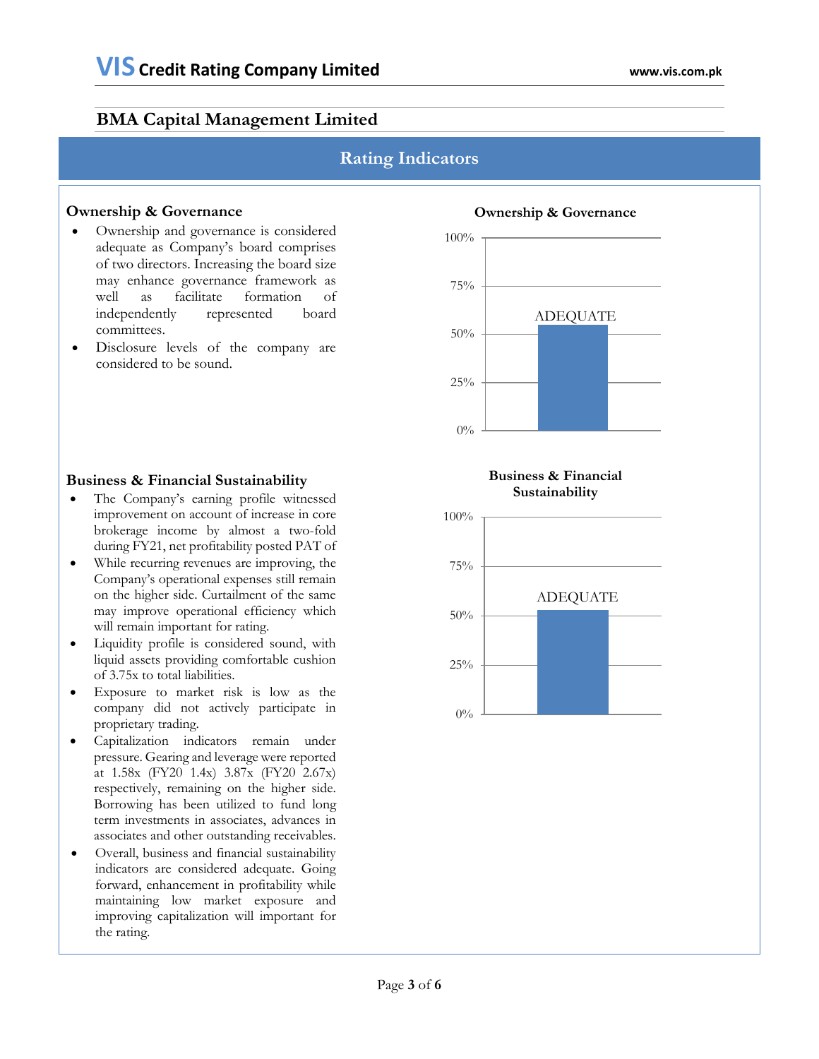## BMA Capital Management Limited

## Rating Indicators

### Ownership & Governance

- Ownership and governance is considered adequate as Company's board comprises of two directors. Increasing the board size may enhance governance framework as well as facilitate formation of independently represented board committees.
- Disclosure levels of the company are considered to be sound.

**Ownership & Governance**

ADEQUATE

### Business & Financial Sustainability

- The Company's earning profile witnessed improvement on account of increase in core brokerage income by almost a two-fold during FY21, net profitability posted PAT of
- While recurring revenues are improving, the Company's operational expenses still remain on the higher side. Curtailment of the same may improve operational efficiency which will remain important for rating.
- Liquidity profile is considered sound, with liquid assets providing comfortable cushion of 3.75x to total liabilities.
- Exposure to market risk is low as the company did not actively participate in proprietary trading.
- Capitalization indicators remain under pressure. Gearing and leverage were reported at 1.58x (FY20 1.4x) 3.87x (FY20 2.67x) respectively, remaining on the higher side. Borrowing has been utilized to fund long term investments in associates, advances in associates and other outstanding receivables.
- Overall, business and financial sustainability indicators are considered adequate. Going forward, enhancement in profitability while maintaining low market exposure and improving capitalization will important for the rating.

**Business & Financial Sustainability**

ADEQUATE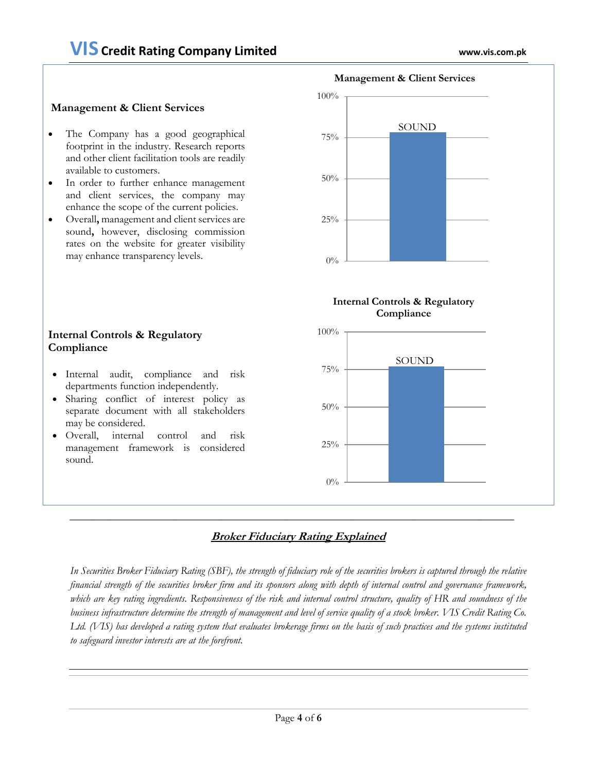## Management & Client Services

- The Company has a good geographical footprint in the industry. Research reports and other client facilitation tools are readily available to customers.
- In order to further enhance management and client services, the company may enhance the scope of the current policies.
- Overall**,** management and client services are sound**,** however, disclosing commission rates on the website for greater visibility may enhance transparency levels.

**Management & Client Services**

| | |
|---|---|
| SOUND | ~78% |

## Internal Controls & Regulatory Compliance

- Internal audit, compliance and risk departments function independently.
- Sharing conflict of interest policy as separate document with all stakeholders may be considered.
- Overall, internal control and risk management framework is considered sound.

**Internal Controls & Regulatory Compliance**

| | |
|---|---|
| SOUND | ~77% |

## ***Broker Fiduciary Rating Explained***

*In Securities Broker Fiduciary Rating (SBF), the strength of fiduciary role of the securities brokers is captured through the relative financial strength of the securities broker firm and its sponsors along with depth of internal control and governance framework, which are key rating ingredients. Responsiveness of the risk and internal control structure, quality of HR and soundness of the business infrastructure determine the strength of management and level of service quality of a stock broker. VIS Credit Rating Co. Ltd. (VIS) has developed a rating system that evaluates brokerage firms on the basis of such practices and the systems instituted to safeguard investor interests are at the forefront.*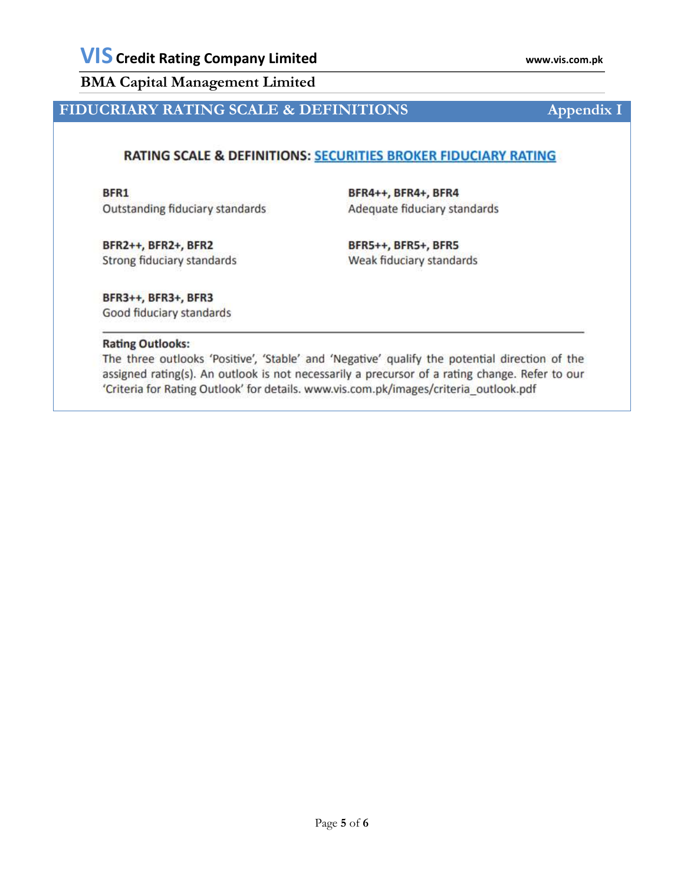## FIDUCRIARY RATING SCALE & DEFINITIONS — Appendix I

### RATING SCALE & DEFINITIONS: SECURITIES BROKER FIDUCIARY RATING

**BFR1**
Outstanding fiduciary standards

**BFR2++, BFR2+, BFR2**
Strong fiduciary standards

**BFR3++, BFR3+, BFR3**
Good fiduciary standards

**BFR4++, BFR4+, BFR4**
Adequate fiduciary standards

**BFR5++, BFR5+, BFR5**
Weak fiduciary standards

---

**Rating Outlooks:**
The three outlooks 'Positive', 'Stable' and 'Negative' qualify the potential direction of the assigned rating(s). An outlook is not necessarily a precursor of a rating change. Refer to our 'Criteria for Rating Outlook' for details. www.vis.com.pk/images/criteria_outlook.pdf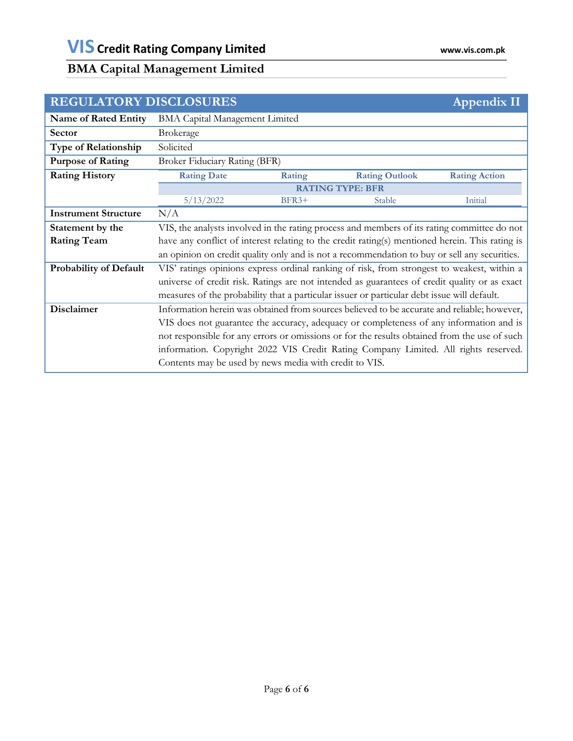## REGULATORY DISCLOSURES — Appendix II

| | | | | |
|---|---|---|---|---|
| **Name of Rated Entity** | BMA Capital Management Limited | | | |
| **Sector** | Brokerage | | | |
| **Type of Relationship** | Solicited | | | |
| **Purpose of Rating** | Broker Fiduciary Rating (BFR) | | | |
| **Rating History** | **Rating Date** | **Rating** | **Rating Outlook** | **Rating Action** |
| | **RATING TYPE: BFR** | | | |
| | 5/13/2022 | BFR3+ | Stable | Initial |
| **Instrument Structure** | N/A | | | |
| **Statement by the Rating Team** | VIS, the analysts involved in the rating process and members of its rating committee do not have any conflict of interest relating to the credit rating(s) mentioned herein. This rating is an opinion on credit quality only and is not a recommendation to buy or sell any securities. | | | |
| **Probability of Default** | VIS' ratings opinions express ordinal ranking of risk, from strongest to weakest, within a universe of credit risk. Ratings are not intended as guarantees of credit quality or as exact measures of the probability that a particular issuer or particular debt issue will default. | | | |
| **Disclaimer** | Information herein was obtained from sources believed to be accurate and reliable; however, VIS does not guarantee the accuracy, adequacy or completeness of any information and is not responsible for any errors or omissions or for the results obtained from the use of such information. Copyright 2022 VIS Credit Rating Company Limited. All rights reserved. Contents may be used by news media with credit to VIS. | | | |